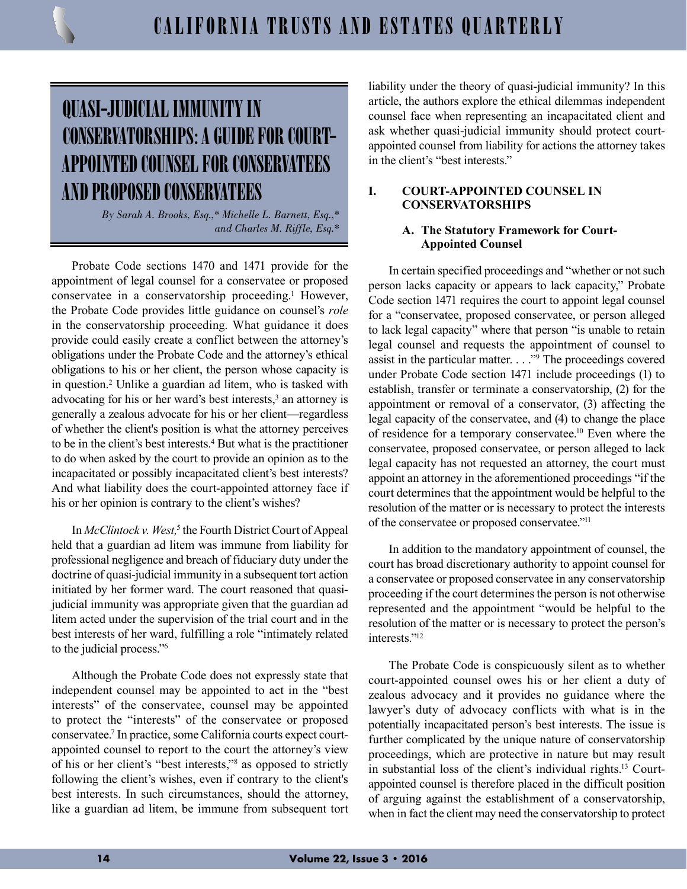# QUASI-JUDICIAL IMMUNITY IN CONSERVATORSHIPS: A GUIDE FOR COURT-APPOINTED COUNSEL FOR CONSERVATEES AND PROPOSED CONSERVATEES

*By Sarah A. Brooks, Esq.,\* Michelle L. Barnett, Esq.,\* and Charles M. Riffle, Esq.\**

Probate Code sections 1470 and 1471 provide for the appointment of legal counsel for a conservatee or proposed conservatee in a conservatorship proceeding.[1] However, the Probate Code provides little guidance on counsel's *role* in the conservatorship proceeding. What guidance it does provide could easily create a conflict between the attorney's obligations under the Probate Code and the attorney's ethical obligations to his or her client, the person whose capacity is in question.[2] Unlike a guardian ad litem, who is tasked with advocating for his or her ward's best interests,[3] an attorney is generally a zealous advocate for his or her client—regardless of whether the client's position is what the attorney perceives to be in the client's best interests.[4] But what is the practitioner to do when asked by the court to provide an opinion as to the incapacitated or possibly incapacitated client's best interests? And what liability does the court-appointed attorney face if his or her opinion is contrary to the client's wishes?

In *McClintock v. West,*[5] the Fourth District Court of Appeal held that a guardian ad litem was immune from liability for professional negligence and breach of fiduciary duty under the doctrine of quasi-judicial immunity in a subsequent tort action initiated by her former ward. The court reasoned that quasi-judicial immunity was appropriate given that the guardian ad litem acted under the supervision of the trial court and in the best interests of her ward, fulfilling a role "intimately related to the judicial process."[6]

Although the Probate Code does not expressly state that independent counsel may be appointed to act in the "best interests" of the conservatee, counsel may be appointed to protect the "interests" of the conservatee or proposed conservatee.[7] In practice, some California courts expect court-appointed counsel to report to the court the attorney's view of his or her client's "best interests,"[8] as opposed to strictly following the client's wishes, even if contrary to the client's best interests. In such circumstances, should the attorney, like a guardian ad litem, be immune from subsequent tort liability under the theory of quasi-judicial immunity? In this article, the authors explore the ethical dilemmas independent counsel face when representing an incapacitated client and ask whether quasi-judicial immunity should protect court-appointed counsel from liability for actions the attorney takes in the client's "best interests."

## I. COURT-APPOINTED COUNSEL IN CONSERVATORSHIPS

### A. The Statutory Framework for Court-Appointed Counsel

In certain specified proceedings and "whether or not such person lacks capacity or appears to lack capacity," Probate Code section 1471 requires the court to appoint legal counsel for a "conservatee, proposed conservatee, or person alleged to lack legal capacity" where that person "is unable to retain legal counsel and requests the appointment of counsel to assist in the particular matter. . . ."[9] The proceedings covered under Probate Code section 1471 include proceedings (1) to establish, transfer or terminate a conservatorship, (2) for the appointment or removal of a conservator, (3) affecting the legal capacity of the conservatee, and (4) to change the place of residence for a temporary conservatee.[10] Even where the conservatee, proposed conservatee, or person alleged to lack legal capacity has not requested an attorney, the court must appoint an attorney in the aforementioned proceedings "if the court determines that the appointment would be helpful to the resolution of the matter or is necessary to protect the interests of the conservatee or proposed conservatee."[11]

In addition to the mandatory appointment of counsel, the court has broad discretionary authority to appoint counsel for a conservatee or proposed conservatee in any conservatorship proceeding if the court determines the person is not otherwise represented and the appointment "would be helpful to the resolution of the matter or is necessary to protect the person's interests."[12]

The Probate Code is conspicuously silent as to whether court-appointed counsel owes his or her client a duty of zealous advocacy and it provides no guidance where the lawyer's duty of advocacy conflicts with what is in the potentially incapacitated person's best interests. The issue is further complicated by the unique nature of conservatorship proceedings, which are protective in nature but may result in substantial loss of the client's individual rights.[13] Court-appointed counsel is therefore placed in the difficult position of arguing against the establishment of a conservatorship, when in fact the client may need the conservatorship to protect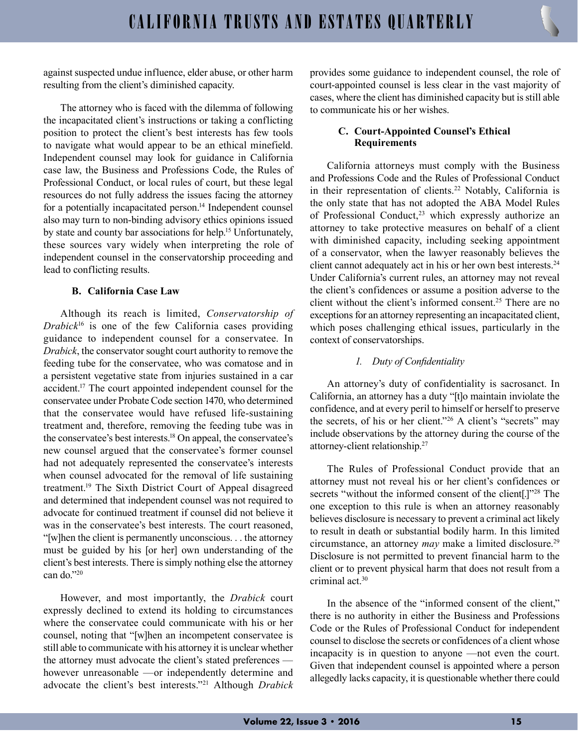against suspected undue influence, elder abuse, or other harm resulting from the client's diminished capacity.

The attorney who is faced with the dilemma of following the incapacitated client's instructions or taking a conflicting position to protect the client's best interests has few tools to navigate what would appear to be an ethical minefield. Independent counsel may look for guidance in California case law, the Business and Professions Code, the Rules of Professional Conduct, or local rules of court, but these legal resources do not fully address the issues facing the attorney for a potentially incapacitated person.[14] Independent counsel also may turn to non-binding advisory ethics opinions issued by state and county bar associations for help.[15] Unfortunately, these sources vary widely when interpreting the role of independent counsel in the conservatorship proceeding and lead to conflicting results.

### B. California Case Law

Although its reach is limited, *Conservatorship of Drabick*[16] is one of the few California cases providing guidance to independent counsel for a conservatee. In *Drabick*, the conservator sought court authority to remove the feeding tube for the conservatee, who was comatose and in a persistent vegetative state from injuries sustained in a car accident.[17] The court appointed independent counsel for the conservatee under Probate Code section 1470, who determined that the conservatee would have refused life-sustaining treatment and, therefore, removing the feeding tube was in the conservatee's best interests.[18] On appeal, the conservatee's new counsel argued that the conservatee's former counsel had not adequately represented the conservatee's interests when counsel advocated for the removal of life sustaining treatment.[19] The Sixth District Court of Appeal disagreed and determined that independent counsel was not required to advocate for continued treatment if counsel did not believe it was in the conservatee's best interests. The court reasoned, "[w]hen the client is permanently unconscious. . . the attorney must be guided by his [or her] own understanding of the client's best interests. There is simply nothing else the attorney can do."[20]

However, and most importantly, the *Drabick* court expressly declined to extend its holding to circumstances where the conservatee could communicate with his or her counsel, noting that "[w]hen an incompetent conservatee is still able to communicate with his attorney it is unclear whether the attorney must advocate the client's stated preferences — however unreasonable —or independently determine and advocate the client's best interests."[21] Although *Drabick* provides some guidance to independent counsel, the role of court-appointed counsel is less clear in the vast majority of cases, where the client has diminished capacity but is still able to communicate his or her wishes.

### C. Court-Appointed Counsel's Ethical Requirements

California attorneys must comply with the Business and Professions Code and the Rules of Professional Conduct in their representation of clients.[22] Notably, California is the only state that has not adopted the ABA Model Rules of Professional Conduct,[23] which expressly authorize an attorney to take protective measures on behalf of a client with diminished capacity, including seeking appointment of a conservator, when the lawyer reasonably believes the client cannot adequately act in his or her own best interests.[24] Under California's current rules, an attorney may not reveal the client's confidences or assume a position adverse to the client without the client's informed consent.[25] There are no exceptions for an attorney representing an incapacitated client, which poses challenging ethical issues, particularly in the context of conservatorships.

#### *1. Duty of Confidentiality*

An attorney's duty of confidentiality is sacrosanct. In California, an attorney has a duty "[t]o maintain inviolate the confidence, and at every peril to himself or herself to preserve the secrets, of his or her client."[26] A client's "secrets" may include observations by the attorney during the course of the attorney-client relationship.[27]

The Rules of Professional Conduct provide that an attorney must not reveal his or her client's confidences or secrets "without the informed consent of the client[.]"[28] The one exception to this rule is when an attorney reasonably believes disclosure is necessary to prevent a criminal act likely to result in death or substantial bodily harm. In this limited circumstance, an attorney *may* make a limited disclosure.[29] Disclosure is not permitted to prevent financial harm to the client or to prevent physical harm that does not result from a criminal act.[30]

In the absence of the "informed consent of the client," there is no authority in either the Business and Professions Code or the Rules of Professional Conduct for independent counsel to disclose the secrets or confidences of a client whose incapacity is in question to anyone —not even the court. Given that independent counsel is appointed where a person allegedly lacks capacity, it is questionable whether there could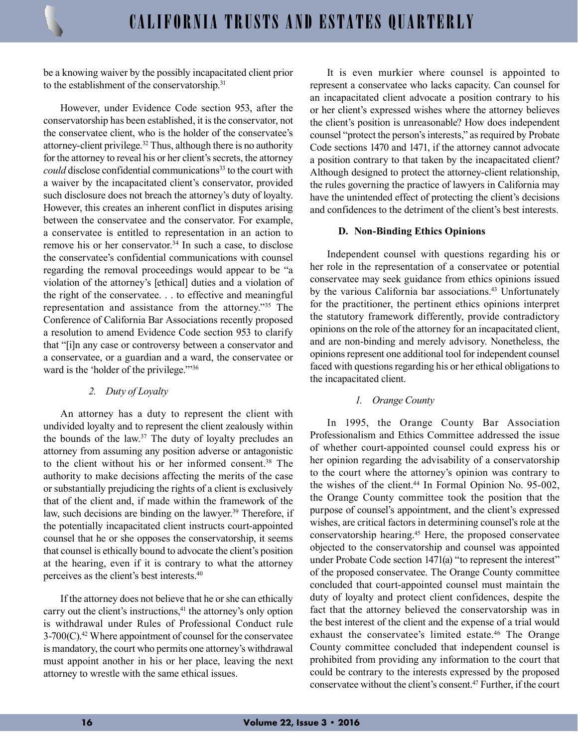be a knowing waiver by the possibly incapacitated client prior to the establishment of the conservatorship.[31]

However, under Evidence Code section 953, after the conservatorship has been established, it is the conservator, not the conservatee client, who is the holder of the conservatee's attorney-client privilege.[32] Thus, although there is no authority for the attorney to reveal his or her client's secrets, the attorney *could* disclose confidential communications[33] to the court with a waiver by the incapacitated client's conservator, provided such disclosure does not breach the attorney's duty of loyalty. However, this creates an inherent conflict in disputes arising between the conservatee and the conservator. For example, a conservatee is entitled to representation in an action to remove his or her conservator.[34] In such a case, to disclose the conservatee's confidential communications with counsel regarding the removal proceedings would appear to be "a violation of the attorney's [ethical] duties and a violation of the right of the conservatee. . . to effective and meaningful representation and assistance from the attorney."[35] The Conference of California Bar Associations recently proposed a resolution to amend Evidence Code section 953 to clarify that "[i]n any case or controversy between a conservator and a conservatee, or a guardian and a ward, the conservatee or ward is the 'holder of the privilege.'"[36]

#### *2. Duty of Loyalty*

An attorney has a duty to represent the client with undivided loyalty and to represent the client zealously within the bounds of the law.[37] The duty of loyalty precludes an attorney from assuming any position adverse or antagonistic to the client without his or her informed consent.[38] The authority to make decisions affecting the merits of the case or substantially prejudicing the rights of a client is exclusively that of the client and, if made within the framework of the law, such decisions are binding on the lawyer.[39] Therefore, if the potentially incapacitated client instructs court-appointed counsel that he or she opposes the conservatorship, it seems that counsel is ethically bound to advocate the client's position at the hearing, even if it is contrary to what the attorney perceives as the client's best interests.[40]

If the attorney does not believe that he or she can ethically carry out the client's instructions,[41] the attorney's only option is withdrawal under Rules of Professional Conduct rule 3-700(C).[42] Where appointment of counsel for the conservatee is mandatory, the court who permits one attorney's withdrawal must appoint another in his or her place, leaving the next attorney to wrestle with the same ethical issues.

It is even murkier where counsel is appointed to represent a conservatee who lacks capacity. Can counsel for an incapacitated client advocate a position contrary to his or her client's expressed wishes where the attorney believes the client's position is unreasonable? How does independent counsel "protect the person's interests," as required by Probate Code sections 1470 and 1471, if the attorney cannot advocate a position contrary to that taken by the incapacitated client? Although designed to protect the attorney-client relationship, the rules governing the practice of lawyers in California may have the unintended effect of protecting the client's decisions and confidences to the detriment of the client's best interests.

### D. Non-Binding Ethics Opinions

Independent counsel with questions regarding his or her role in the representation of a conservatee or potential conservatee may seek guidance from ethics opinions issued by the various California bar associations.[43] Unfortunately for the practitioner, the pertinent ethics opinions interpret the statutory framework differently, provide contradictory opinions on the role of the attorney for an incapacitated client, and are non-binding and merely advisory. Nonetheless, the opinions represent one additional tool for independent counsel faced with questions regarding his or her ethical obligations to the incapacitated client.

#### *1. Orange County*

In 1995, the Orange County Bar Association Professionalism and Ethics Committee addressed the issue of whether court-appointed counsel could express his or her opinion regarding the advisability of a conservatorship to the court where the attorney's opinion was contrary to the wishes of the client.[44] In Formal Opinion No. 95-002, the Orange County committee took the position that the purpose of counsel's appointment, and the client's expressed wishes, are critical factors in determining counsel's role at the conservatorship hearing.[45] Here, the proposed conservatee objected to the conservatorship and counsel was appointed under Probate Code section 1471(a) "to represent the interest" of the proposed conservatee. The Orange County committee concluded that court-appointed counsel must maintain the duty of loyalty and protect client confidences, despite the fact that the attorney believed the conservatorship was in the best interest of the client and the expense of a trial would exhaust the conservatee's limited estate.[46] The Orange County committee concluded that independent counsel is prohibited from providing any information to the court that could be contrary to the interests expressed by the proposed conservatee without the client's consent.[47] Further, if the court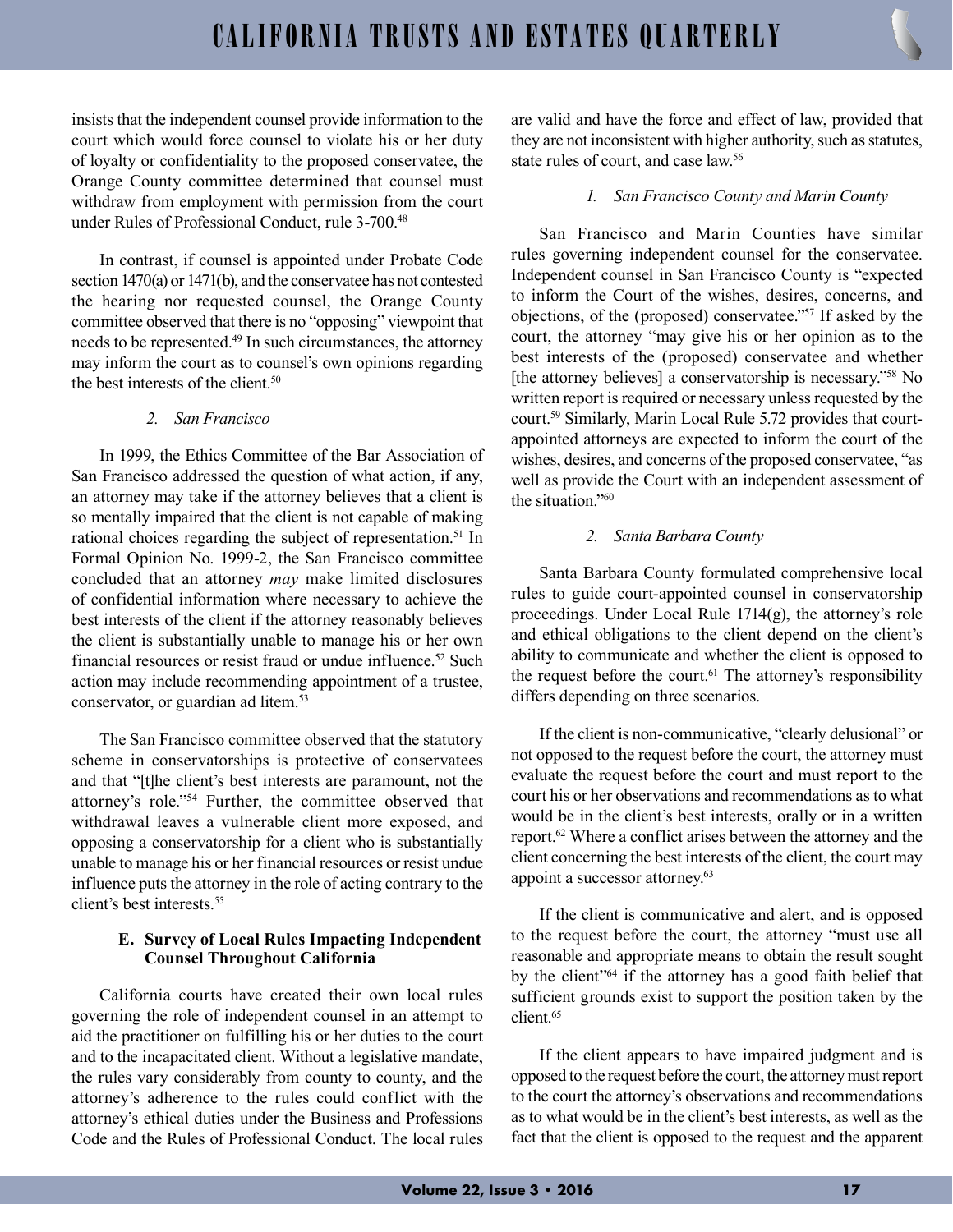insists that the independent counsel provide information to the court which would force counsel to violate his or her duty of loyalty or confidentiality to the proposed conservatee, the Orange County committee determined that counsel must withdraw from employment with permission from the court under Rules of Professional Conduct, rule 3-700.[48]

In contrast, if counsel is appointed under Probate Code section 1470(a) or 1471(b), and the conservatee has not contested the hearing nor requested counsel, the Orange County committee observed that there is no "opposing" viewpoint that needs to be represented.[49] In such circumstances, the attorney may inform the court as to counsel's own opinions regarding the best interests of the client.[50]

#### *2. San Francisco*

In 1999, the Ethics Committee of the Bar Association of San Francisco addressed the question of what action, if any, an attorney may take if the attorney believes that a client is so mentally impaired that the client is not capable of making rational choices regarding the subject of representation.[51] In Formal Opinion No. 1999-2, the San Francisco committee concluded that an attorney *may* make limited disclosures of confidential information where necessary to achieve the best interests of the client if the attorney reasonably believes the client is substantially unable to manage his or her own financial resources or resist fraud or undue influence.[52] Such action may include recommending appointment of a trustee, conservator, or guardian ad litem.[53]

The San Francisco committee observed that the statutory scheme in conservatorships is protective of conservatees and that "[t]he client's best interests are paramount, not the attorney's role."[54] Further, the committee observed that withdrawal leaves a vulnerable client more exposed, and opposing a conservatorship for a client who is substantially unable to manage his or her financial resources or resist undue influence puts the attorney in the role of acting contrary to the client's best interests.[55]

### **E. Survey of Local Rules Impacting Independent Counsel Throughout California**

California courts have created their own local rules governing the role of independent counsel in an attempt to aid the practitioner on fulfilling his or her duties to the court and to the incapacitated client. Without a legislative mandate, the rules vary considerably from county to county, and the attorney's adherence to the rules could conflict with the attorney's ethical duties under the Business and Professions Code and the Rules of Professional Conduct. The local rules are valid and have the force and effect of law, provided that they are not inconsistent with higher authority, such as statutes, state rules of court, and case law.[56]

#### *1. San Francisco County and Marin County*

San Francisco and Marin Counties have similar rules governing independent counsel for the conservatee. Independent counsel in San Francisco County is "expected to inform the Court of the wishes, desires, concerns, and objections, of the (proposed) conservatee."[57] If asked by the court, the attorney "may give his or her opinion as to the best interests of the (proposed) conservatee and whether [the attorney believes] a conservatorship is necessary."[58] No written report is required or necessary unless requested by the court.[59] Similarly, Marin Local Rule 5.72 provides that court-appointed attorneys are expected to inform the court of the wishes, desires, and concerns of the proposed conservatee, "as well as provide the Court with an independent assessment of the situation."[60]

#### *2. Santa Barbara County*

Santa Barbara County formulated comprehensive local rules to guide court-appointed counsel in conservatorship proceedings. Under Local Rule 1714(g), the attorney's role and ethical obligations to the client depend on the client's ability to communicate and whether the client is opposed to the request before the court.[61] The attorney's responsibility differs depending on three scenarios.

If the client is non-communicative, "clearly delusional" or not opposed to the request before the court, the attorney must evaluate the request before the court and must report to the court his or her observations and recommendations as to what would be in the client's best interests, orally or in a written report.[62] Where a conflict arises between the attorney and the client concerning the best interests of the client, the court may appoint a successor attorney.[63]

If the client is communicative and alert, and is opposed to the request before the court, the attorney "must use all reasonable and appropriate means to obtain the result sought by the client"[64] if the attorney has a good faith belief that sufficient grounds exist to support the position taken by the client.[65]

If the client appears to have impaired judgment and is opposed to the request before the court, the attorney must report to the court the attorney's observations and recommendations as to what would be in the client's best interests, as well as the fact that the client is opposed to the request and the apparent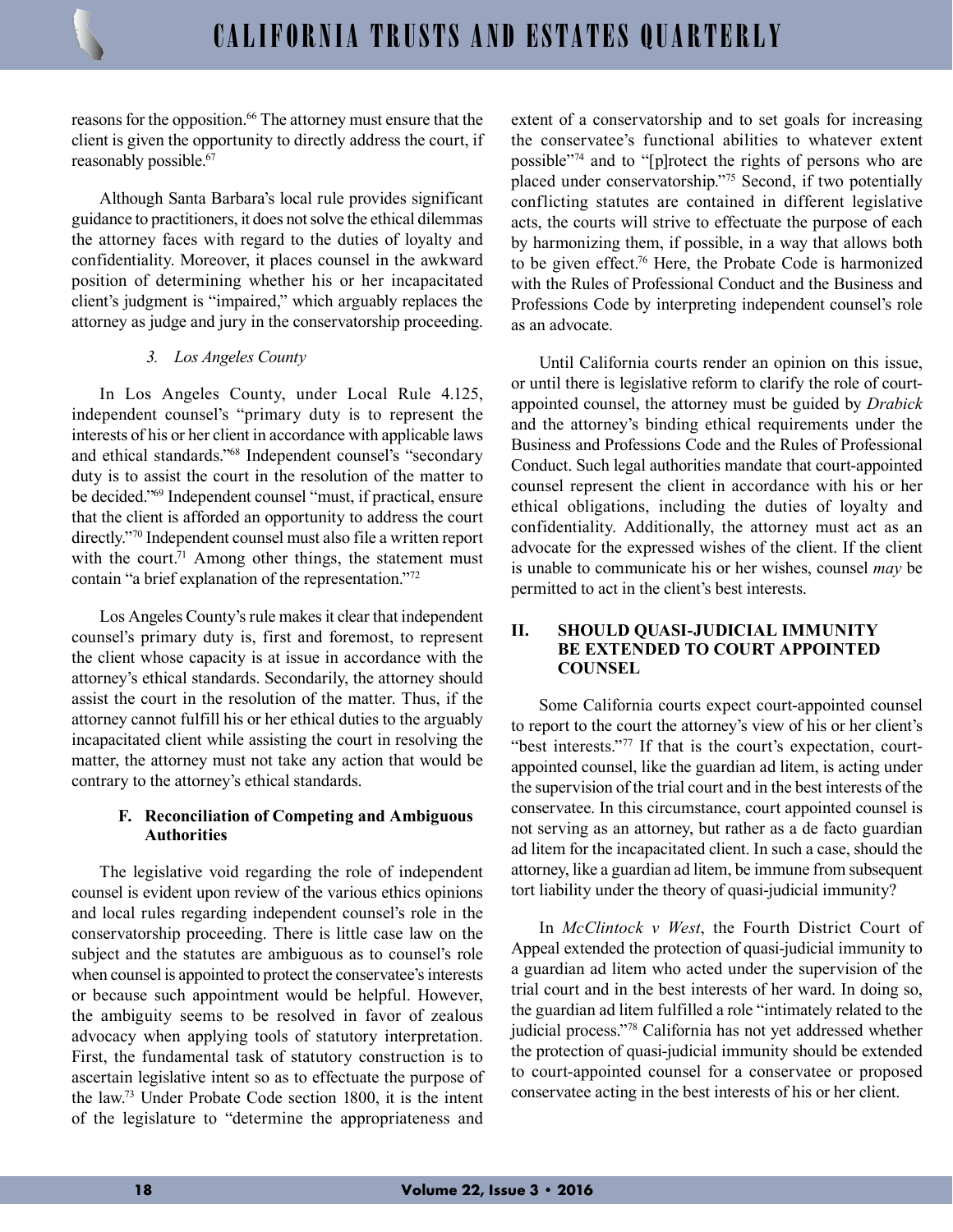reasons for the opposition.[66] The attorney must ensure that the client is given the opportunity to directly address the court, if reasonably possible.[67]

Although Santa Barbara's local rule provides significant guidance to practitioners, it does not solve the ethical dilemmas the attorney faces with regard to the duties of loyalty and confidentiality. Moreover, it places counsel in the awkward position of determining whether his or her incapacitated client's judgment is "impaired," which arguably replaces the attorney as judge and jury in the conservatorship proceeding.

#### *3. Los Angeles County*

In Los Angeles County, under Local Rule 4.125, independent counsel's "primary duty is to represent the interests of his or her client in accordance with applicable laws and ethical standards."[68] Independent counsel's "secondary duty is to assist the court in the resolution of the matter to be decided."[69] Independent counsel "must, if practical, ensure that the client is afforded an opportunity to address the court directly."[70] Independent counsel must also file a written report with the court.[71] Among other things, the statement must contain "a brief explanation of the representation."[72]

Los Angeles County's rule makes it clear that independent counsel's primary duty is, first and foremost, to represent the client whose capacity is at issue in accordance with the attorney's ethical standards. Secondarily, the attorney should assist the court in the resolution of the matter. Thus, if the attorney cannot fulfill his or her ethical duties to the arguably incapacitated client while assisting the court in resolving the matter, the attorney must not take any action that would be contrary to the attorney's ethical standards.

### F. Reconciliation of Competing and Ambiguous Authorities

The legislative void regarding the role of independent counsel is evident upon review of the various ethics opinions and local rules regarding independent counsel's role in the conservatorship proceeding. There is little case law on the subject and the statutes are ambiguous as to counsel's role when counsel is appointed to protect the conservatee's interests or because such appointment would be helpful. However, the ambiguity seems to be resolved in favor of zealous advocacy when applying tools of statutory interpretation. First, the fundamental task of statutory construction is to ascertain legislative intent so as to effectuate the purpose of the law.[73] Under Probate Code section 1800, it is the intent of the legislature to "determine the appropriateness and extent of a conservatorship and to set goals for increasing the conservatee's functional abilities to whatever extent possible"[74] and to "[p]rotect the rights of persons who are placed under conservatorship."[75] Second, if two potentially conflicting statutes are contained in different legislative acts, the courts will strive to effectuate the purpose of each by harmonizing them, if possible, in a way that allows both to be given effect.[76] Here, the Probate Code is harmonized with the Rules of Professional Conduct and the Business and Professions Code by interpreting independent counsel's role as an advocate.

Until California courts render an opinion on this issue, or until there is legislative reform to clarify the role of court-appointed counsel, the attorney must be guided by *Drabick* and the attorney's binding ethical requirements under the Business and Professions Code and the Rules of Professional Conduct. Such legal authorities mandate that court-appointed counsel represent the client in accordance with his or her ethical obligations, including the duties of loyalty and confidentiality. Additionally, the attorney must act as an advocate for the expressed wishes of the client. If the client is unable to communicate his or her wishes, counsel *may* be permitted to act in the client's best interests.

## II. SHOULD QUASI-JUDICIAL IMMUNITY BE EXTENDED TO COURT APPOINTED COUNSEL

Some California courts expect court-appointed counsel to report to the court the attorney's view of his or her client's "best interests."[77] If that is the court's expectation, court-appointed counsel, like the guardian ad litem, is acting under the supervision of the trial court and in the best interests of the conservatee. In this circumstance, court appointed counsel is not serving as an attorney, but rather as a de facto guardian ad litem for the incapacitated client. In such a case, should the attorney, like a guardian ad litem, be immune from subsequent tort liability under the theory of quasi-judicial immunity?

In *McClintock v West*, the Fourth District Court of Appeal extended the protection of quasi-judicial immunity to a guardian ad litem who acted under the supervision of the trial court and in the best interests of her ward. In doing so, the guardian ad litem fulfilled a role "intimately related to the judicial process."[78] California has not yet addressed whether the protection of quasi-judicial immunity should be extended to court-appointed counsel for a conservatee or proposed conservatee acting in the best interests of his or her client.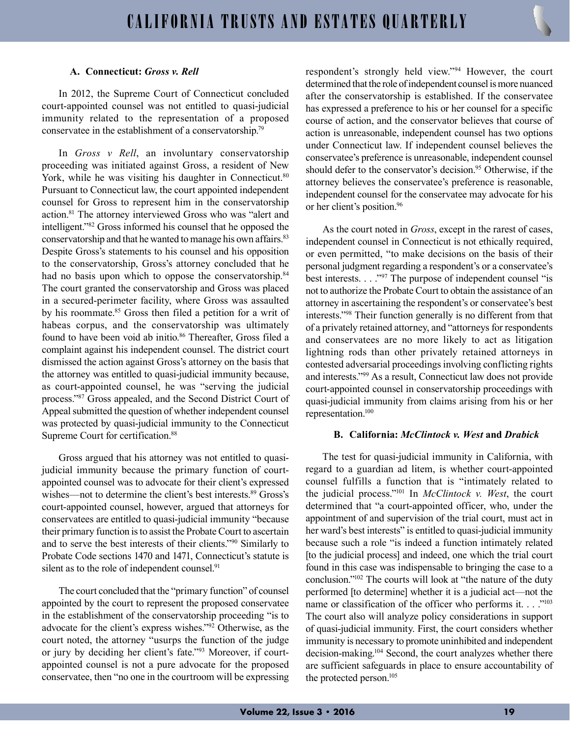### A. Connecticut: *Gross v. Rell*

In 2012, the Supreme Court of Connecticut concluded court-appointed counsel was not entitled to quasi-judicial immunity related to the representation of a proposed conservatee in the establishment of a conservatorship.[79]

In *Gross v Rell*, an involuntary conservatorship proceeding was initiated against Gross, a resident of New York, while he was visiting his daughter in Connecticut.[80] Pursuant to Connecticut law, the court appointed independent counsel for Gross to represent him in the conservatorship action.[81] The attorney interviewed Gross who was "alert and intelligent."[82] Gross informed his counsel that he opposed the conservatorship and that he wanted to manage his own affairs.[83] Despite Gross's statements to his counsel and his opposition to the conservatorship, Gross's attorney concluded that he had no basis upon which to oppose the conservatorship.[84] The court granted the conservatorship and Gross was placed in a secured-perimeter facility, where Gross was assaulted by his roommate.[85] Gross then filed a petition for a writ of habeas corpus, and the conservatorship was ultimately found to have been void ab initio.[86] Thereafter, Gross filed a complaint against his independent counsel. The district court dismissed the action against Gross's attorney on the basis that the attorney was entitled to quasi-judicial immunity because, as court-appointed counsel, he was "serving the judicial process."[87] Gross appealed, and the Second District Court of Appeal submitted the question of whether independent counsel was protected by quasi-judicial immunity to the Connecticut Supreme Court for certification.[88]

Gross argued that his attorney was not entitled to quasi-judicial immunity because the primary function of court-appointed counsel was to advocate for their client's expressed wishes—not to determine the client's best interests.[89] Gross's court-appointed counsel, however, argued that attorneys for conservatees are entitled to quasi-judicial immunity "because their primary function is to assist the Probate Court to ascertain and to serve the best interests of their clients."[90] Similarly to Probate Code sections 1470 and 1471, Connecticut's statute is silent as to the role of independent counsel.[91]

The court concluded that the "primary function" of counsel appointed by the court to represent the proposed conservatee in the establishment of the conservatorship proceeding "is to advocate for the client's express wishes."[92] Otherwise, as the court noted, the attorney "usurps the function of the judge or jury by deciding her client's fate."[93] Moreover, if court-appointed counsel is not a pure advocate for the proposed conservatee, then "no one in the courtroom will be expressing respondent's strongly held view."[94] However, the court determined that the role of independent counsel is more nuanced after the conservatorship is established. If the conservatee has expressed a preference to his or her counsel for a specific course of action, and the conservator believes that course of action is unreasonable, independent counsel has two options under Connecticut law. If independent counsel believes the conservatee's preference is unreasonable, independent counsel should defer to the conservator's decision.[95] Otherwise, if the attorney believes the conservatee's preference is reasonable, independent counsel for the conservatee may advocate for his or her client's position.[96]

As the court noted in *Gross*, except in the rarest of cases, independent counsel in Connecticut is not ethically required, or even permitted, "to make decisions on the basis of their personal judgment regarding a respondent's or a conservatee's best interests. . . ."[97] The purpose of independent counsel "is not to authorize the Probate Court to obtain the assistance of an attorney in ascertaining the respondent's or conservatee's best interests."[98] Their function generally is no different from that of a privately retained attorney, and "attorneys for respondents and conservatees are no more likely to act as litigation lightning rods than other privately retained attorneys in contested adversarial proceedings involving conflicting rights and interests."[99] As a result, Connecticut law does not provide court-appointed counsel in conservatorship proceedings with quasi-judicial immunity from claims arising from his or her representation.[100]

### B. California: *McClintock v. West* and *Drabick*

The test for quasi-judicial immunity in California, with regard to a guardian ad litem, is whether court-appointed counsel fulfills a function that is "intimately related to the judicial process."[101] In *McClintock v. West*, the court determined that "a court-appointed officer, who, under the appointment of and supervision of the trial court, must act in her ward's best interests" is entitled to quasi-judicial immunity because such a role "is indeed a function intimately related [to the judicial process] and indeed, one which the trial court found in this case was indispensable to bringing the case to a conclusion."[102] The courts will look at "the nature of the duty performed [to determine] whether it is a judicial act—not the name or classification of the officer who performs it. . . ."[103] The court also will analyze policy considerations in support of quasi-judicial immunity. First, the court considers whether immunity is necessary to promote uninhibited and independent decision-making.[104] Second, the court analyzes whether there are sufficient safeguards in place to ensure accountability of the protected person.[105]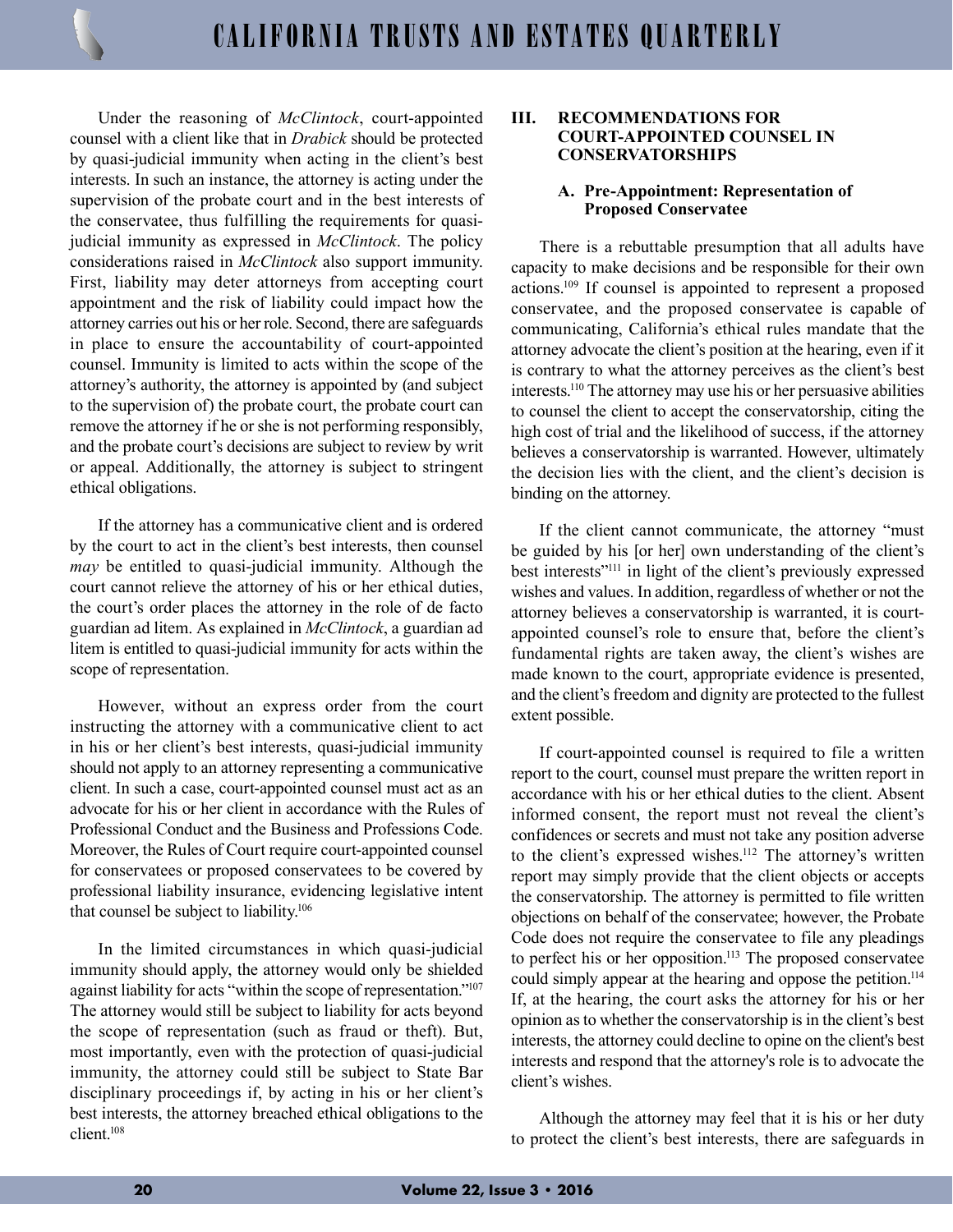Under the reasoning of *McClintock*, court-appointed counsel with a client like that in *Drabick* should be protected by quasi-judicial immunity when acting in the client's best interests. In such an instance, the attorney is acting under the supervision of the probate court and in the best interests of the conservatee, thus fulfilling the requirements for quasi-judicial immunity as expressed in *McClintock*. The policy considerations raised in *McClintock* also support immunity. First, liability may deter attorneys from accepting court appointment and the risk of liability could impact how the attorney carries out his or her role. Second, there are safeguards in place to ensure the accountability of court-appointed counsel. Immunity is limited to acts within the scope of the attorney's authority, the attorney is appointed by (and subject to the supervision of) the probate court, the probate court can remove the attorney if he or she is not performing responsibly, and the probate court's decisions are subject to review by writ or appeal. Additionally, the attorney is subject to stringent ethical obligations.

If the attorney has a communicative client and is ordered by the court to act in the client's best interests, then counsel *may* be entitled to quasi-judicial immunity. Although the court cannot relieve the attorney of his or her ethical duties, the court's order places the attorney in the role of de facto guardian ad litem. As explained in *McClintock*, a guardian ad litem is entitled to quasi-judicial immunity for acts within the scope of representation.

However, without an express order from the court instructing the attorney with a communicative client to act in his or her client's best interests, quasi-judicial immunity should not apply to an attorney representing a communicative client. In such a case, court-appointed counsel must act as an advocate for his or her client in accordance with the Rules of Professional Conduct and the Business and Professions Code. Moreover, the Rules of Court require court-appointed counsel for conservatees or proposed conservatees to be covered by professional liability insurance, evidencing legislative intent that counsel be subject to liability.[106]

In the limited circumstances in which quasi-judicial immunity should apply, the attorney would only be shielded against liability for acts "within the scope of representation."[107] The attorney would still be subject to liability for acts beyond the scope of representation (such as fraud or theft). But, most importantly, even with the protection of quasi-judicial immunity, the attorney could still be subject to State Bar disciplinary proceedings if, by acting in his or her client's best interests, the attorney breached ethical obligations to the client.[108]

## III. RECOMMENDATIONS FOR COURT-APPOINTED COUNSEL IN CONSERVATORSHIPS

### A. Pre-Appointment: Representation of Proposed Conservatee

There is a rebuttable presumption that all adults have capacity to make decisions and be responsible for their own actions.[109] If counsel is appointed to represent a proposed conservatee, and the proposed conservatee is capable of communicating, California's ethical rules mandate that the attorney advocate the client's position at the hearing, even if it is contrary to what the attorney perceives as the client's best interests.[110] The attorney may use his or her persuasive abilities to counsel the client to accept the conservatorship, citing the high cost of trial and the likelihood of success, if the attorney believes a conservatorship is warranted. However, ultimately the decision lies with the client, and the client's decision is binding on the attorney.

If the client cannot communicate, the attorney "must be guided by his [or her] own understanding of the client's best interests"[111] in light of the client's previously expressed wishes and values. In addition, regardless of whether or not the attorney believes a conservatorship is warranted, it is court-appointed counsel's role to ensure that, before the client's fundamental rights are taken away, the client's wishes are made known to the court, appropriate evidence is presented, and the client's freedom and dignity are protected to the fullest extent possible.

If court-appointed counsel is required to file a written report to the court, counsel must prepare the written report in accordance with his or her ethical duties to the client. Absent informed consent, the report must not reveal the client's confidences or secrets and must not take any position adverse to the client's expressed wishes.[112] The attorney's written report may simply provide that the client objects or accepts the conservatorship. The attorney is permitted to file written objections on behalf of the conservatee; however, the Probate Code does not require the conservatee to file any pleadings to perfect his or her opposition.[113] The proposed conservatee could simply appear at the hearing and oppose the petition.[114] If, at the hearing, the court asks the attorney for his or her opinion as to whether the conservatorship is in the client's best interests, the attorney could decline to opine on the client's best interests and respond that the attorney's role is to advocate the client's wishes.

Although the attorney may feel that it is his or her duty to protect the client's best interests, there are safeguards in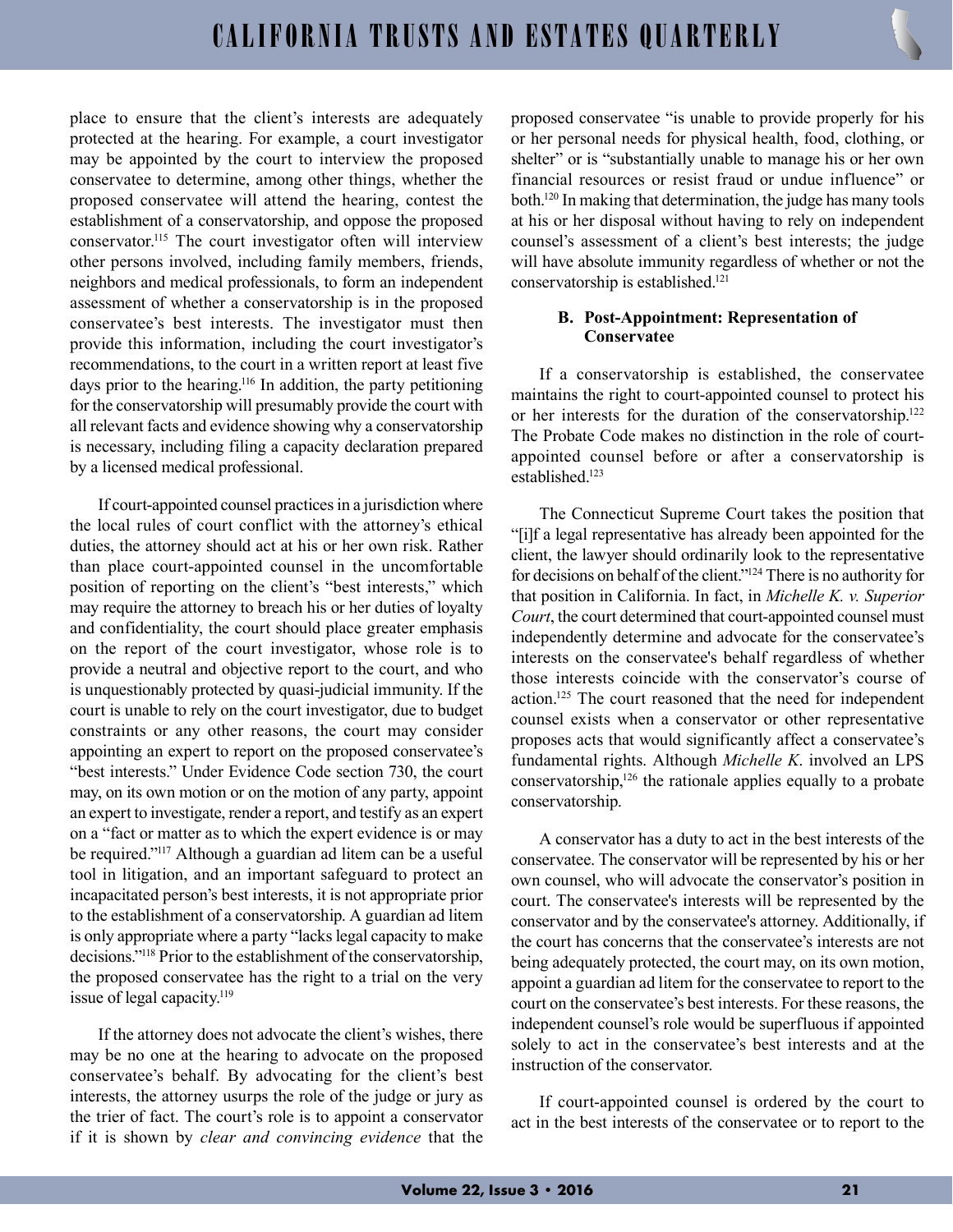place to ensure that the client's interests are adequately protected at the hearing. For example, a court investigator may be appointed by the court to interview the proposed conservatee to determine, among other things, whether the proposed conservatee will attend the hearing, contest the establishment of a conservatorship, and oppose the proposed conservator.[115] The court investigator often will interview other persons involved, including family members, friends, neighbors and medical professionals, to form an independent assessment of whether a conservatorship is in the proposed conservatee's best interests. The investigator must then provide this information, including the court investigator's recommendations, to the court in a written report at least five days prior to the hearing.[116] In addition, the party petitioning for the conservatorship will presumably provide the court with all relevant facts and evidence showing why a conservatorship is necessary, including filing a capacity declaration prepared by a licensed medical professional.

If court-appointed counsel practices in a jurisdiction where the local rules of court conflict with the attorney's ethical duties, the attorney should act at his or her own risk. Rather than place court-appointed counsel in the uncomfortable position of reporting on the client's "best interests," which may require the attorney to breach his or her duties of loyalty and confidentiality, the court should place greater emphasis on the report of the court investigator, whose role is to provide a neutral and objective report to the court, and who is unquestionably protected by quasi-judicial immunity. If the court is unable to rely on the court investigator, due to budget constraints or any other reasons, the court may consider appointing an expert to report on the proposed conservatee's "best interests." Under Evidence Code section 730, the court may, on its own motion or on the motion of any party, appoint an expert to investigate, render a report, and testify as an expert on a "fact or matter as to which the expert evidence is or may be required."[117] Although a guardian ad litem can be a useful tool in litigation, and an important safeguard to protect an incapacitated person's best interests, it is not appropriate prior to the establishment of a conservatorship. A guardian ad litem is only appropriate where a party "lacks legal capacity to make decisions."[118] Prior to the establishment of the conservatorship, the proposed conservatee has the right to a trial on the very issue of legal capacity.[119]

If the attorney does not advocate the client's wishes, there may be no one at the hearing to advocate on the proposed conservatee's behalf. By advocating for the client's best interests, the attorney usurps the role of the judge or jury as the trier of fact. The court's role is to appoint a conservator if it is shown by *clear and convincing evidence* that the proposed conservatee "is unable to provide properly for his or her personal needs for physical health, food, clothing, or shelter" or is "substantially unable to manage his or her own financial resources or resist fraud or undue influence" or both.[120] In making that determination, the judge has many tools at his or her disposal without having to rely on independent counsel's assessment of a client's best interests; the judge will have absolute immunity regardless of whether or not the conservatorship is established.[121]

#### B. Post-Appointment: Representation of Conservatee

If a conservatorship is established, the conservatee maintains the right to court-appointed counsel to protect his or her interests for the duration of the conservatorship.[122] The Probate Code makes no distinction in the role of court-appointed counsel before or after a conservatorship is established.[123]

The Connecticut Supreme Court takes the position that "[i]f a legal representative has already been appointed for the client, the lawyer should ordinarily look to the representative for decisions on behalf of the client."[124] There is no authority for that position in California. In fact, in *Michelle K. v. Superior Court*, the court determined that court-appointed counsel must independently determine and advocate for the conservatee's interests on the conservatee's behalf regardless of whether those interests coincide with the conservator's course of action.[125] The court reasoned that the need for independent counsel exists when a conservator or other representative proposes acts that would significantly affect a conservatee's fundamental rights. Although *Michelle K*. involved an LPS conservatorship,[126] the rationale applies equally to a probate conservatorship.

A conservator has a duty to act in the best interests of the conservatee. The conservator will be represented by his or her own counsel, who will advocate the conservator's position in court. The conservatee's interests will be represented by the conservator and by the conservatee's attorney. Additionally, if the court has concerns that the conservatee's interests are not being adequately protected, the court may, on its own motion, appoint a guardian ad litem for the conservatee to report to the court on the conservatee's best interests. For these reasons, the independent counsel's role would be superfluous if appointed solely to act in the conservatee's best interests and at the instruction of the conservator.

If court-appointed counsel is ordered by the court to act in the best interests of the conservatee or to report to the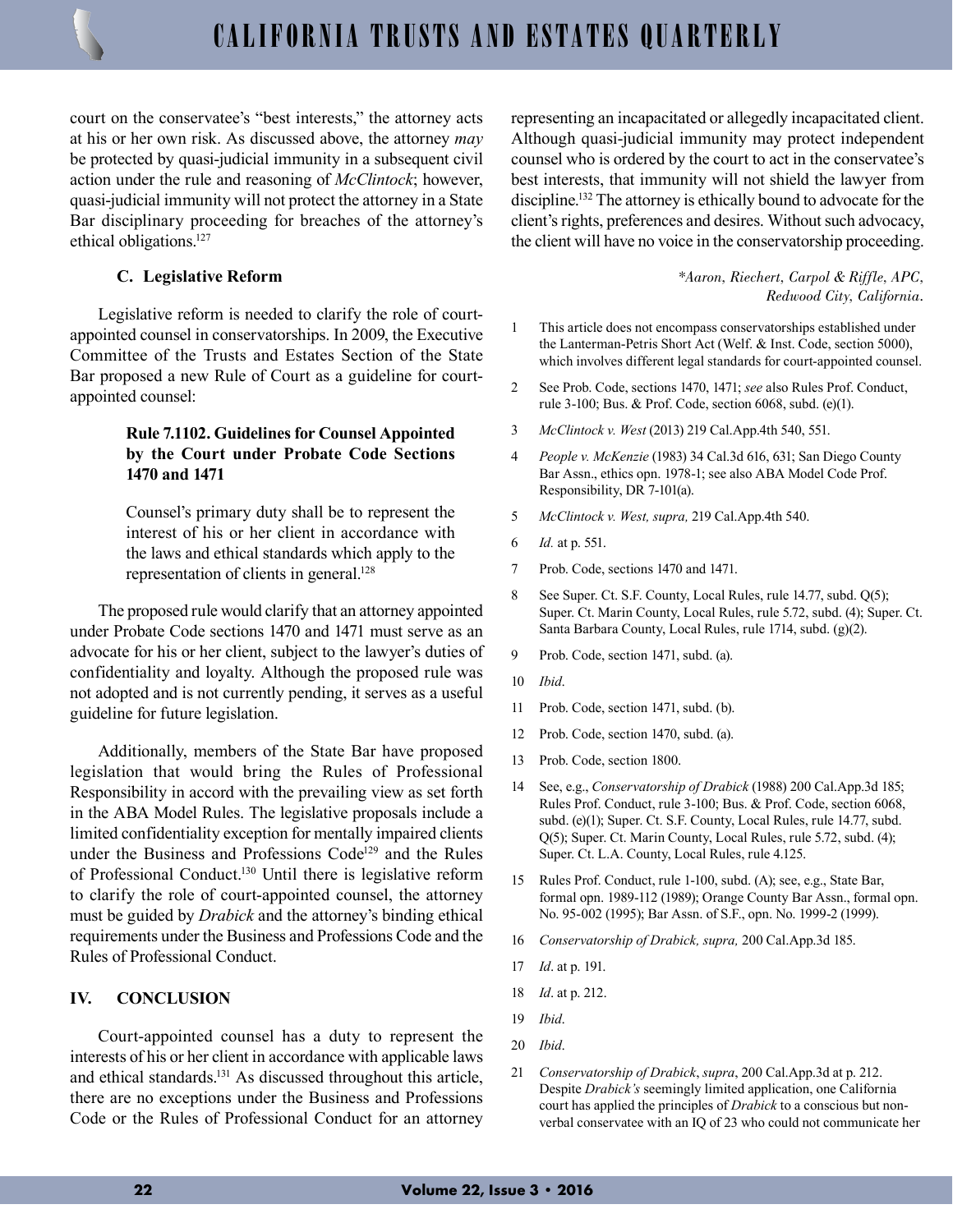court on the conservatee's "best interests," the attorney acts at his or her own risk. As discussed above, the attorney *may* be protected by quasi-judicial immunity in a subsequent civil action under the rule and reasoning of *McClintock*; however, quasi-judicial immunity will not protect the attorney in a State Bar disciplinary proceeding for breaches of the attorney's ethical obligations.[127]

### C. Legislative Reform

Legislative reform is needed to clarify the role of court-appointed counsel in conservatorships. In 2009, the Executive Committee of the Trusts and Estates Section of the State Bar proposed a new Rule of Court as a guideline for court-appointed counsel:

> **Rule 7.1102. Guidelines for Counsel Appointed by the Court under Probate Code Sections 1470 and 1471**
>
> Counsel's primary duty shall be to represent the interest of his or her client in accordance with the laws and ethical standards which apply to the representation of clients in general.[128]

The proposed rule would clarify that an attorney appointed under Probate Code sections 1470 and 1471 must serve as an advocate for his or her client, subject to the lawyer's duties of confidentiality and loyalty. Although the proposed rule was not adopted and is not currently pending, it serves as a useful guideline for future legislation.

Additionally, members of the State Bar have proposed legislation that would bring the Rules of Professional Responsibility in accord with the prevailing view as set forth in the ABA Model Rules. The legislative proposals include a limited confidentiality exception for mentally impaired clients under the Business and Professions Code[129] and the Rules of Professional Conduct.[130] Until there is legislative reform to clarify the role of court-appointed counsel, the attorney must be guided by *Drabick* and the attorney's binding ethical requirements under the Business and Professions Code and the Rules of Professional Conduct.

## IV. CONCLUSION

Court-appointed counsel has a duty to represent the interests of his or her client in accordance with applicable laws and ethical standards.[131] As discussed throughout this article, there are no exceptions under the Business and Professions Code or the Rules of Professional Conduct for an attorney representing an incapacitated or allegedly incapacitated client. Although quasi-judicial immunity may protect independent counsel who is ordered by the court to act in the conservatee's best interests, that immunity will not shield the lawyer from discipline.[132] The attorney is ethically bound to advocate for the client's rights, preferences and desires. Without such advocacy, the client will have no voice in the conservatorship proceeding.

*\*Aaron, Riechert, Carpol & Riffle, APC, Redwood City, California.*

1. This article does not encompass conservatorships established under the Lanterman-Petris Short Act (Welf. & Inst. Code, section 5000), which involves different legal standards for court-appointed counsel.
2. See Prob. Code, sections 1470, 1471; *see* also Rules Prof. Conduct, rule 3-100; Bus. & Prof. Code, section 6068, subd. (e)(1).
3. *McClintock v. West* (2013) 219 Cal.App.4th 540, 551.
4. *People v. McKenzie* (1983) 34 Cal.3d 616, 631; San Diego County Bar Assn., ethics opn. 1978-1; see also ABA Model Code Prof. Responsibility, DR 7-101(a).
5. *McClintock v. West, supra,* 219 Cal.App.4th 540.
6. *Id.* at p. 551.
7. Prob. Code, sections 1470 and 1471.
8. See Super. Ct. S.F. County, Local Rules, rule 14.77, subd. Q(5); Super. Ct. Marin County, Local Rules, rule 5.72, subd. (4); Super. Ct. Santa Barbara County, Local Rules, rule 1714, subd. (g)(2).
9. Prob. Code, section 1471, subd. (a).
10. *Ibid*.
11. Prob. Code, section 1471, subd. (b).
12. Prob. Code, section 1470, subd. (a).
13. Prob. Code, section 1800.
14. See, e.g., *Conservatorship of Drabick* (1988) 200 Cal.App.3d 185; Rules Prof. Conduct, rule 3-100; Bus. & Prof. Code, section 6068, subd. (e)(1); Super. Ct. S.F. County, Local Rules, rule 14.77, subd. Q(5); Super. Ct. Marin County, Local Rules, rule 5.72, subd. (4); Super. Ct. L.A. County, Local Rules, rule 4.125.
15. Rules Prof. Conduct, rule 1-100, subd. (A); see, e.g., State Bar, formal opn. 1989-112 (1989); Orange County Bar Assn., formal opn. No. 95-002 (1995); Bar Assn. of S.F., opn. No. 1999-2 (1999).
16. *Conservatorship of Drabick, supra,* 200 Cal.App.3d 185.
17. *Id*. at p. 191.
18. *Id*. at p. 212.
19. *Ibid*.
20. *Ibid*.
21. *Conservatorship of Drabick*, *supra*, 200 Cal.App.3d at p. 212. Despite *Drabick's* seemingly limited application, one California court has applied the principles of *Drabick* to a conscious but non-verbal conservatee with an IQ of 23 who could not communicate her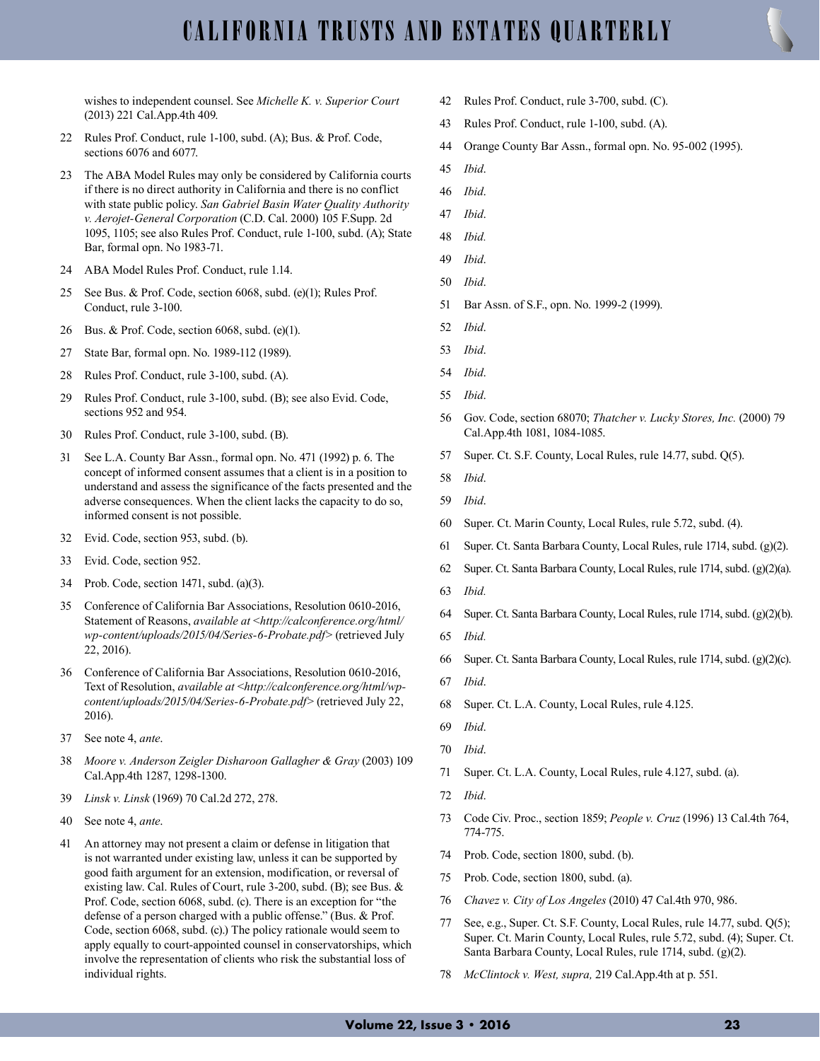wishes to independent counsel. See *Michelle K. v. Superior Court* (2013) 221 Cal.App.4th 409.

22 Rules Prof. Conduct, rule 1-100, subd. (A); Bus. & Prof. Code, sections 6076 and 6077.

23 The ABA Model Rules may only be considered by California courts if there is no direct authority in California and there is no conflict with state public policy. *San Gabriel Basin Water Quality Authority v. Aerojet-General Corporation* (C.D. Cal. 2000) 105 F.Supp. 2d 1095, 1105; see also Rules Prof. Conduct, rule 1-100, subd. (A); State Bar, formal opn. No 1983-71.

24 ABA Model Rules Prof. Conduct, rule 1.14.

25 See Bus. & Prof. Code, section 6068, subd. (e)(1); Rules Prof. Conduct, rule 3-100.

26 Bus. & Prof. Code, section 6068, subd. (e)(1).

27 State Bar, formal opn. No. 1989-112 (1989).

28 Rules Prof. Conduct, rule 3-100, subd. (A).

29 Rules Prof. Conduct, rule 3-100, subd. (B); see also Evid. Code, sections 952 and 954.

30 Rules Prof. Conduct, rule 3-100, subd. (B).

31 See L.A. County Bar Assn., formal opn. No. 471 (1992) p. 6. The concept of informed consent assumes that a client is in a position to understand and assess the significance of the facts presented and the adverse consequences. When the client lacks the capacity to do so, informed consent is not possible.

32 Evid. Code, section 953, subd. (b).

33 Evid. Code, section 952.

34 Prob. Code, section 1471, subd. (a)(3).

35 Conference of California Bar Associations, Resolution 0610-2016, Statement of Reasons, *available at <http://calconference.org/html/wp-content/uploads/2015/04/Series-6-Probate.pdf>* (retrieved July 22, 2016).

36 Conference of California Bar Associations, Resolution 0610-2016, Text of Resolution, *available at <http://calconference.org/html/wp-content/uploads/2015/04/Series-6-Probate.pdf>* (retrieved July 22, 2016).

37 See note 4, *ante*.

38 *Moore v. Anderson Zeigler Disharoon Gallagher & Gray* (2003) 109 Cal.App.4th 1287, 1298-1300.

39 *Linsk v. Linsk* (1969) 70 Cal.2d 272, 278.

40 See note 4, *ante*.

41 An attorney may not present a claim or defense in litigation that is not warranted under existing law, unless it can be supported by good faith argument for an extension, modification, or reversal of existing law. Cal. Rules of Court, rule 3-200, subd. (B); see Bus. & Prof. Code, section 6068, subd. (c). There is an exception for "the defense of a person charged with a public offense." (Bus. & Prof. Code, section 6068, subd. (c).) The policy rationale would seem to apply equally to court-appointed counsel in conservatorships, which involve the representation of clients who risk the substantial loss of individual rights.

42 Rules Prof. Conduct, rule 3-700, subd. (C).

43 Rules Prof. Conduct, rule 1-100, subd. (A).

44 Orange County Bar Assn., formal opn. No. 95-002 (1995).

45 *Ibid*.

46 *Ibid*.

47 *Ibid*.

48 *Ibid.*

49 *Ibid*.

50 *Ibid*.

51 Bar Assn. of S.F., opn. No. 1999-2 (1999).

52 *Ibid*.

53 *Ibid*.

54 *Ibid*.

55 *Ibid*.

56 Gov. Code, section 68070; *Thatcher v. Lucky Stores, Inc.* (2000) 79 Cal.App.4th 1081, 1084-1085.

57 Super. Ct. S.F. County, Local Rules, rule 14.77, subd. Q(5).

58 *Ibid*.

59 *Ibid*.

60 Super. Ct. Marin County, Local Rules, rule 5.72, subd. (4).

61 Super. Ct. Santa Barbara County, Local Rules, rule 1714, subd. (g)(2).

62 Super. Ct. Santa Barbara County, Local Rules, rule 1714, subd. (g)(2)(a).

63 *Ibid.*

64 Super. Ct. Santa Barbara County, Local Rules, rule 1714, subd. (g)(2)(b).

65 *Ibid.*

66 Super. Ct. Santa Barbara County, Local Rules, rule 1714, subd. (g)(2)(c).

67 *Ibid*.

68 Super. Ct. L.A. County, Local Rules, rule 4.125.

69 *Ibid*.

70 *Ibid*.

71 Super. Ct. L.A. County, Local Rules, rule 4.127, subd. (a).

72 *Ibid*.

73 Code Civ. Proc., section 1859; *People v. Cruz* (1996) 13 Cal.4th 764, 774-775.

74 Prob. Code, section 1800, subd. (b).

75 Prob. Code, section 1800, subd. (a).

76 *Chavez v. City of Los Angeles* (2010) 47 Cal.4th 970, 986.

77 See, e.g., Super. Ct. S.F. County, Local Rules, rule 14.77, subd. Q(5); Super. Ct. Marin County, Local Rules, rule 5.72, subd. (4); Super. Ct. Santa Barbara County, Local Rules, rule 1714, subd. (g)(2).

78 *McClintock v. West, supra,* 219 Cal.App.4th at p. 551.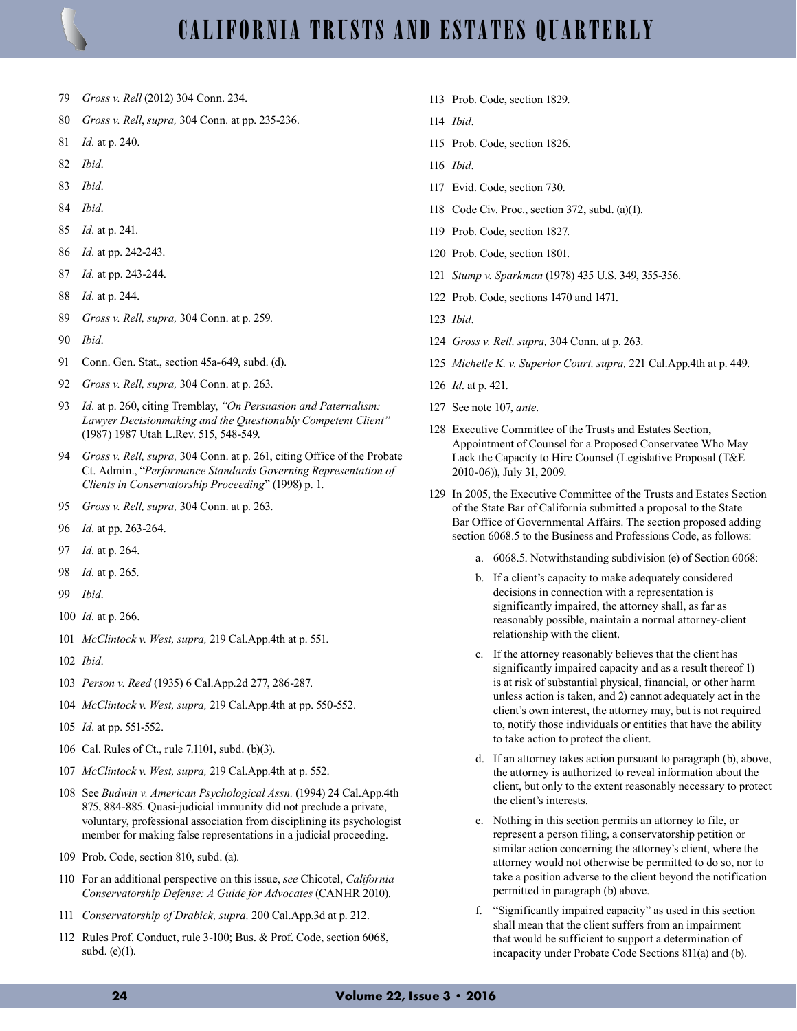79 *Gross v. Rell* (2012) 304 Conn. 234.

80 *Gross v. Rell*, *supra,* 304 Conn. at pp. 235-236.

81 *Id.* at p. 240.

82 *Ibid*.

83 *Ibid*.

84 *Ibid*.

85 *Id*. at p. 241.

86 *Id*. at pp. 242-243.

87 *Id.* at pp. 243-244.

88 *Id*. at p. 244.

89 *Gross v. Rell, supra,* 304 Conn. at p. 259.

90 *Ibid*.

91 Conn. Gen. Stat., section 45a-649, subd. (d).

92 *Gross v. Rell, supra,* 304 Conn. at p. 263.

93 *Id*. at p. 260, citing Tremblay, *"On Persuasion and Paternalism: Lawyer Decisionmaking and the Questionably Competent Client"* (1987) 1987 Utah L.Rev. 515, 548-549.

94 *Gross v. Rell, supra,* 304 Conn. at p. 261, citing Office of the Probate Ct. Admin., "*Performance Standards Governing Representation of Clients in Conservatorship Proceeding*" (1998) p. 1.

95 *Gross v. Rell, supra,* 304 Conn. at p. 263.

96 *Id*. at pp. 263-264.

97 *Id.* at p. 264.

98 *Id.* at p. 265.

99 *Ibid*.

100 *Id.* at p. 266.

101 *McClintock v. West, supra,* 219 Cal.App.4th at p. 551.

102 *Ibid*.

103 *Person v. Reed* (1935) 6 Cal.App.2d 277, 286-287.

104 *McClintock v. West, supra,* 219 Cal.App.4th at pp. 550-552.

105 *Id*. at pp. 551-552.

106 Cal. Rules of Ct., rule 7.1101, subd. (b)(3).

107 *McClintock v. West, supra,* 219 Cal.App.4th at p. 552.

108 See *Budwin v. American Psychological Assn.* (1994) 24 Cal.App.4th 875, 884-885. Quasi-judicial immunity did not preclude a private, voluntary, professional association from disciplining its psychologist member for making false representations in a judicial proceeding.

109 Prob. Code, section 810, subd. (a).

110 For an additional perspective on this issue, *see* Chicotel, *California Conservatorship Defense: A Guide for Advocates* (CANHR 2010).

111 *Conservatorship of Drabick, supra,* 200 Cal.App.3d at p. 212.

112 Rules Prof. Conduct, rule 3-100; Bus. & Prof. Code, section 6068, subd. (e)(1).

113 Prob. Code, section 1829.

114 *Ibid*.

115 Prob. Code, section 1826.

116 *Ibid*.

117 Evid. Code, section 730.

118 Code Civ. Proc., section 372, subd. (a)(1).

119 Prob. Code, section 1827.

120 Prob. Code, section 1801.

121 *Stump v. Sparkman* (1978) 435 U.S. 349, 355-356.

122 Prob. Code, sections 1470 and 1471.

123 *Ibid*.

124 *Gross v. Rell, supra,* 304 Conn. at p. 263.

125 *Michelle K. v. Superior Court, supra,* 221 Cal.App.4th at p. 449.

126 *Id*. at p. 421.

127 See note 107, *ante*.

128 Executive Committee of the Trusts and Estates Section, Appointment of Counsel for a Proposed Conservatee Who May Lack the Capacity to Hire Counsel (Legislative Proposal (T&E 2010-06)), July 31, 2009.

129 In 2005, the Executive Committee of the Trusts and Estates Section of the State Bar of California submitted a proposal to the State Bar Office of Governmental Affairs. The section proposed adding section 6068.5 to the Business and Professions Code, as follows:

a. 6068.5. Notwithstanding subdivision (e) of Section 6068:

b. If a client's capacity to make adequately considered decisions in connection with a representation is significantly impaired, the attorney shall, as far as reasonably possible, maintain a normal attorney-client relationship with the client.

c. If the attorney reasonably believes that the client has significantly impaired capacity and as a result thereof 1) is at risk of substantial physical, financial, or other harm unless action is taken, and 2) cannot adequately act in the client's own interest, the attorney may, but is not required to, notify those individuals or entities that have the ability to take action to protect the client.

d. If an attorney takes action pursuant to paragraph (b), above, the attorney is authorized to reveal information about the client, but only to the extent reasonably necessary to protect the client's interests.

e. Nothing in this section permits an attorney to file, or represent a person filing, a conservatorship petition or similar action concerning the attorney's client, where the attorney would not otherwise be permitted to do so, nor to take a position adverse to the client beyond the notification permitted in paragraph (b) above.

f. "Significantly impaired capacity" as used in this section shall mean that the client suffers from an impairment that would be sufficient to support a determination of incapacity under Probate Code Sections 811(a) and (b).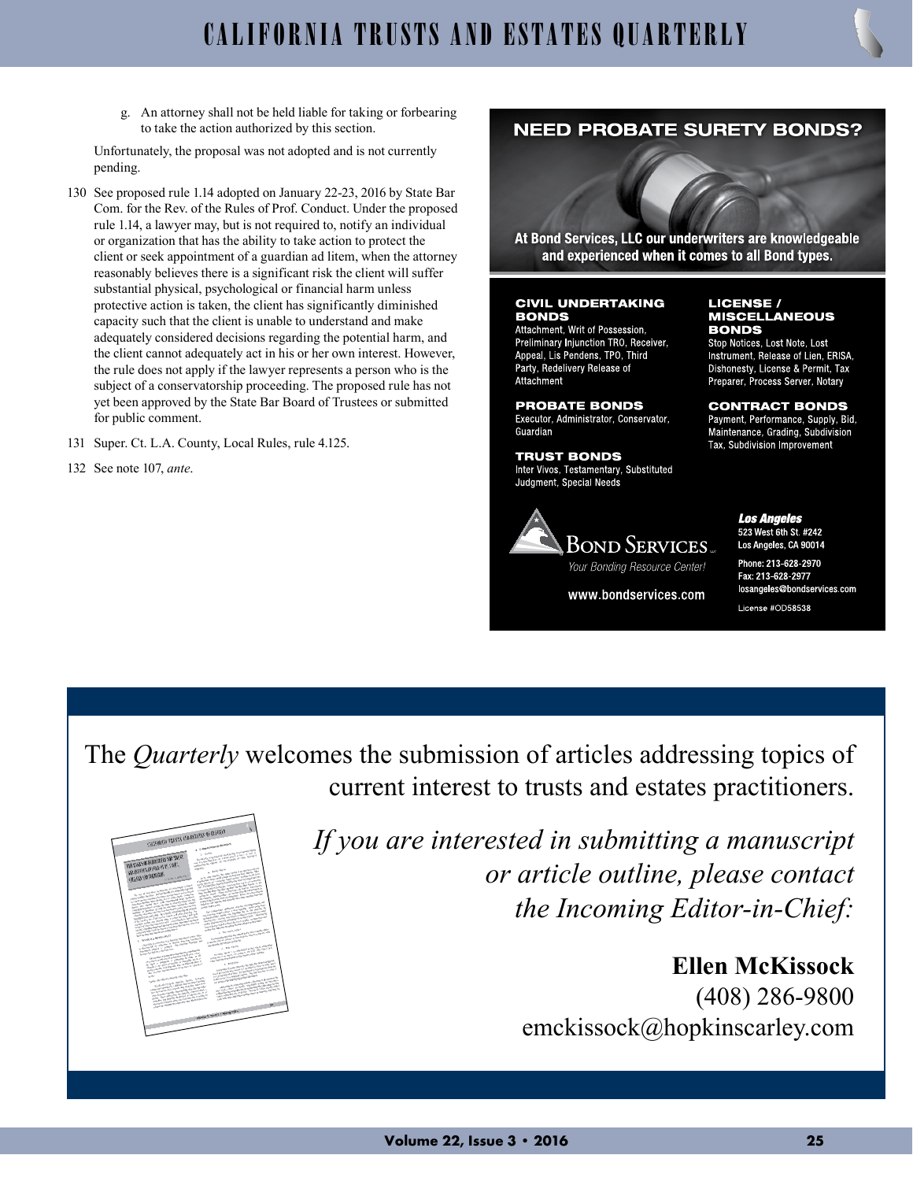g. An attorney shall not be held liable for taking or forbearing to take the action authorized by this section.

Unfortunately, the proposal was not adopted and is not currently pending.

130 See proposed rule 1.14 adopted on January 22-23, 2016 by State Bar Com. for the Rev. of the Rules of Prof. Conduct. Under the proposed rule 1.14, a lawyer may, but is not required to, notify an individual or organization that has the ability to take action to protect the client or seek appointment of a guardian ad litem, when the attorney reasonably believes there is a significant risk the client will suffer substantial physical, psychological or financial harm unless protective action is taken, the client has significantly diminished capacity such that the client is unable to understand and make adequately considered decisions regarding the potential harm, and the client cannot adequately act in his or her own interest. However, the rule does not apply if the lawyer represents a person who is the subject of a conservatorship proceeding. The proposed rule has not yet been approved by the State Bar Board of Trustees or submitted for public comment.

131 Super. Ct. L.A. County, Local Rules, rule 4.125.

132 See note 107, *ante*.

## NEED PROBATE SURETY BONDS?

At Bond Services, LLC our underwriters are knowledgeable and experienced when it comes to all Bond types.

**CIVIL UNDERTAKING BONDS**
Attachment, Writ of Possession, Preliminary Injunction TRO, Receiver, Appeal, Lis Pendens, TPO, Third Party, Redelivery Release of Attachment

**LICENSE / MISCELLANEOUS BONDS**
Stop Notices, Lost Note, Lost Instrument, Release of Lien, ERISA, Dishonesty, License & Permit, Tax Preparer, Process Server, Notary

**PROBATE BONDS**
Executor, Administrator, Conservator, Guardian

**CONTRACT BONDS**
Payment, Performance, Supply, Bid, Maintenance, Grading, Subdivision Tax, Subdivision Improvement

**TRUST BONDS**
Inter Vivos, Testamentary, Substituted Judgment, Special Needs

Bond Services
*Your Bonding Resource Center!*
www.bondservices.com

***Los Angeles***
523 West 6th St. #242
Los Angeles, CA 90014

Phone: 213-628-2970
Fax: 213-628-2977
losangeles@bondservices.com

License #OD58538

The *Quarterly* welcomes the submission of articles addressing topics of current interest to trusts and estates practitioners.

*If you are interested in submitting a manuscript or article outline, please contact the Incoming Editor-in-Chief:*

**Ellen McKissock**
(408) 286-9800
emckissock@hopkinscarley.com